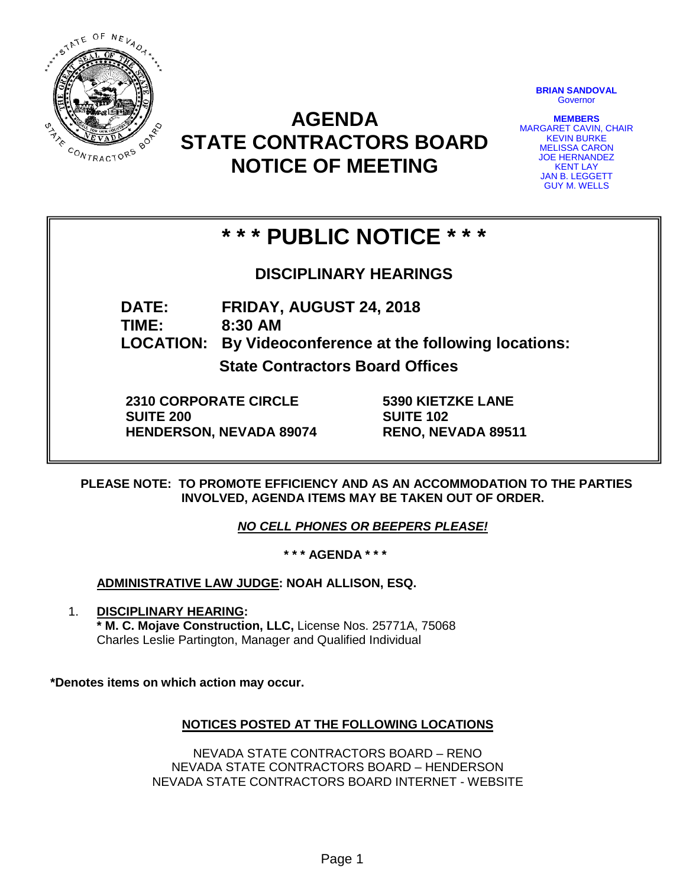# AGENDA
# STATE CONTRACTORS BOARD
# NOTICE OF MEETING

**BRIAN SANDOVAL**
Governor

**MEMBERS**
MARGARET CAVIN, CHAIR
KEVIN BURKE
MELISSA CARON
JOE HERNANDEZ
KENT LAY
JAN B. LEGGETT
GUY M. WELLS

## * * * PUBLIC NOTICE * * *

### DISCIPLINARY HEARINGS

**DATE:** **FRIDAY, AUGUST 24, 2018**
**TIME:** **8:30 AM**
**LOCATION:** **By Videoconference at the following locations:**

**State Contractors Board Offices**

**2310 CORPORATE CIRCLE**
**SUITE 200**
**HENDERSON, NEVADA 89074**

**5390 KIETZKE LANE**
**SUITE 102**
**RENO, NEVADA 89511**

**PLEASE NOTE: TO PROMOTE EFFICIENCY AND AS AN ACCOMMODATION TO THE PARTIES INVOLVED, AGENDA ITEMS MAY BE TAKEN OUT OF ORDER.**

***NO CELL PHONES OR BEEPERS PLEASE!***

**\* \* \* AGENDA \* \* \***

**ADMINISTRATIVE LAW JUDGE: NOAH ALLISON, ESQ.**

1. **DISCIPLINARY HEARING:**
   **\* M. C. Mojave Construction, LLC,** License Nos. 25771A, 75068
   Charles Leslie Partington, Manager and Qualified Individual

**\*Denotes items on which action may occur.**

**NOTICES POSTED AT THE FOLLOWING LOCATIONS**

NEVADA STATE CONTRACTORS BOARD – RENO
NEVADA STATE CONTRACTORS BOARD – HENDERSON
NEVADA STATE CONTRACTORS BOARD INTERNET - WEBSITE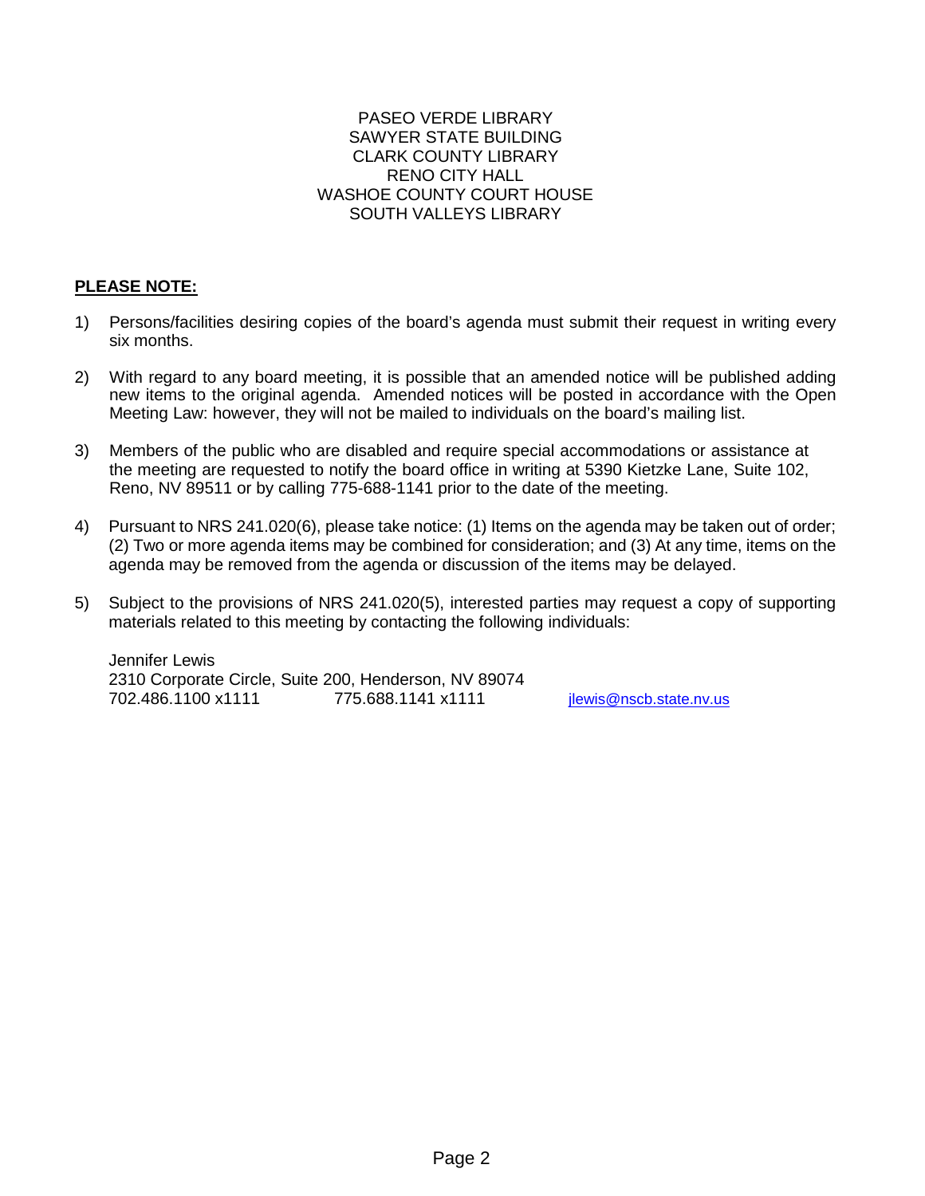PASEO VERDE LIBRARY
SAWYER STATE BUILDING
CLARK COUNTY LIBRARY
RENO CITY HALL
WASHOE COUNTY COURT HOUSE
SOUTH VALLEYS LIBRARY

**PLEASE NOTE:**

1) Persons/facilities desiring copies of the board's agenda must submit their request in writing every six months.

2) With regard to any board meeting, it is possible that an amended notice will be published adding new items to the original agenda. Amended notices will be posted in accordance with the Open Meeting Law: however, they will not be mailed to individuals on the board's mailing list.

3) Members of the public who are disabled and require special accommodations or assistance at the meeting are requested to notify the board office in writing at 5390 Kietzke Lane, Suite 102, Reno, NV 89511 or by calling 775-688-1141 prior to the date of the meeting.

4) Pursuant to NRS 241.020(6), please take notice: (1) Items on the agenda may be taken out of order; (2) Two or more agenda items may be combined for consideration; and (3) At any time, items on the agenda may be removed from the agenda or discussion of the items may be delayed.

5) Subject to the provisions of NRS 241.020(5), interested parties may request a copy of supporting materials related to this meeting by contacting the following individuals:

   Jennifer Lewis
   2310 Corporate Circle, Suite 200, Henderson, NV 89074
   702.486.1100 x1111 775.688.1141 x1111 jlewis@nscb.state.nv.us